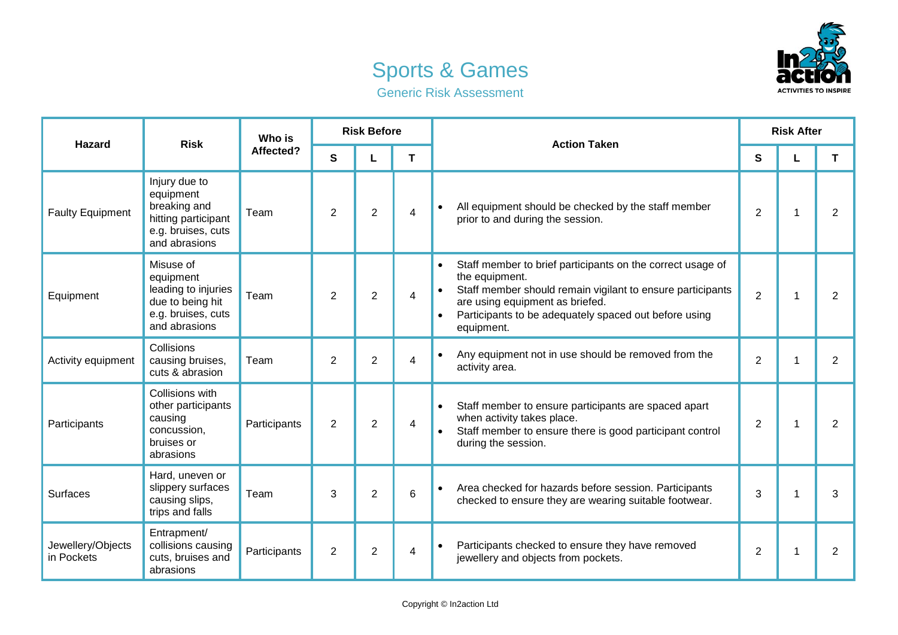# Sports & Games

## Generic Risk Assessment

| Hazard | Risk | Who is Affected? | Risk Before | | | Action Taken | Risk After | | |
|---|---|---|---|---|---|---|---|---|---|
| | | | S | L | T | | S | L | T |
| Faulty Equipment | Injury due to equipment breaking and hitting participant e.g. bruises, cuts and abrasions | Team | 2 | 2 | 4 | • All equipment should be checked by the staff member prior to and during the session. | 2 | 1 | 2 |
| Equipment | Misuse of equipment leading to injuries due to being hit e.g. bruises, cuts and abrasions | Team | 2 | 2 | 4 | • Staff member to brief participants on the correct usage of the equipment. • Staff member should remain vigilant to ensure participants are using equipment as briefed. • Participants to be adequately spaced out before using equipment. | 2 | 1 | 2 |
| Activity equipment | Collisions causing bruises, cuts & abrasion | Team | 2 | 2 | 4 | • Any equipment not in use should be removed from the activity area. | 2 | 1 | 2 |
| Participants | Collisions with other participants causing concussion, bruises or abrasions | Participants | 2 | 2 | 4 | • Staff member to ensure participants are spaced apart when activity takes place. • Staff member to ensure there is good participant control during the session. | 2 | 1 | 2 |
| Surfaces | Hard, uneven or slippery surfaces causing slips, trips and falls | Team | 3 | 2 | 6 | • Area checked for hazards before session. Participants checked to ensure they are wearing suitable footwear. | 3 | 1 | 3 |
| Jewellery/Objects in Pockets | Entrapment/ collisions causing cuts, bruises and abrasions | Participants | 2 | 2 | 4 | • Participants checked to ensure they have removed jewellery and objects from pockets. | 2 | 1 | 2 |

Copyright © In2action Ltd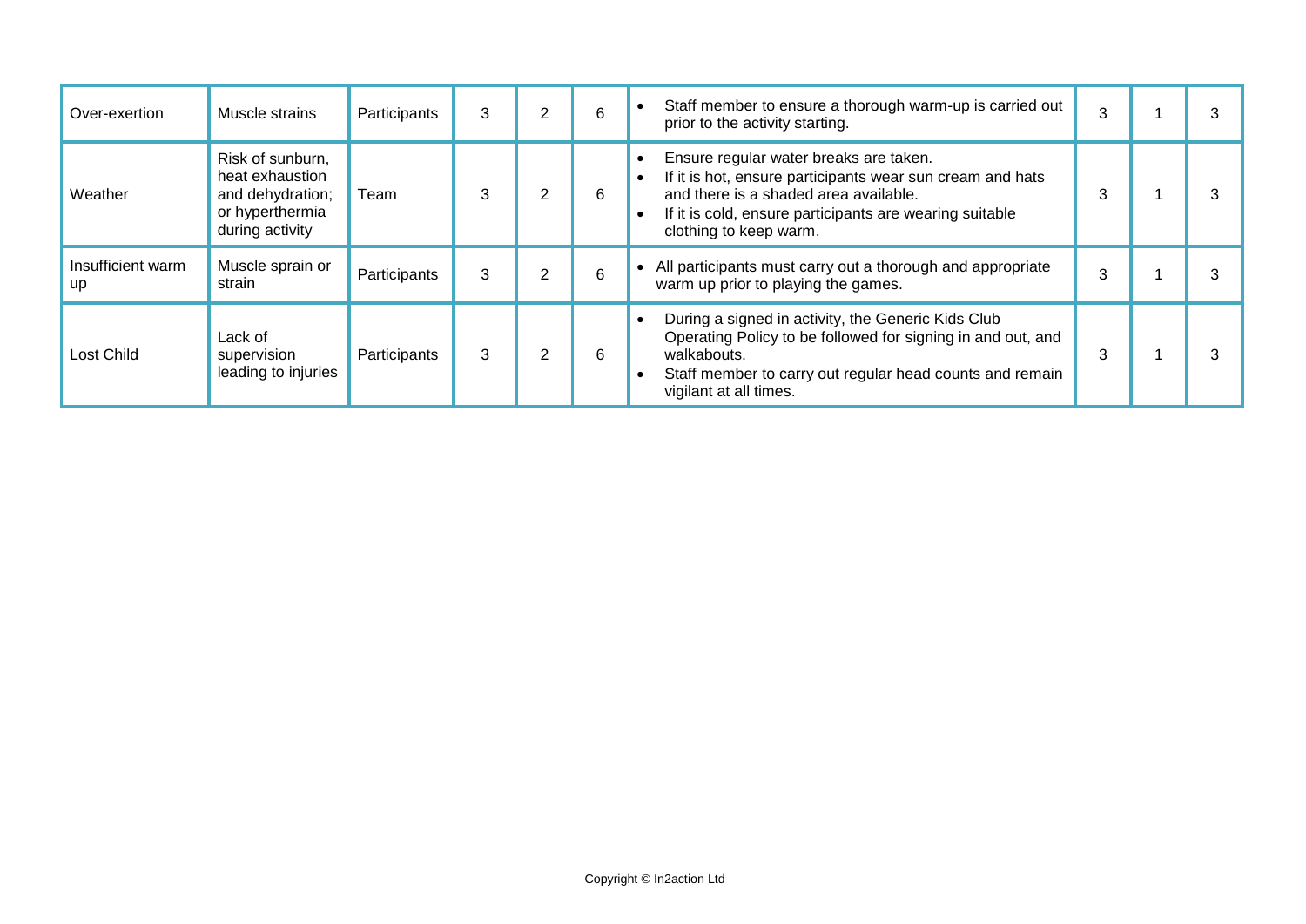| | | | | | | | | | |
|---|---|---|---|---|---|---|---|---|---|
| Over-exertion | Muscle strains | Participants | 3 | 2 | 6 | • Staff member to ensure a thorough warm-up is carried out prior to the activity starting. | 3 | 1 | 3 |
| Weather | Risk of sunburn, heat exhaustion and dehydration; or hyperthermia during activity | Team | 3 | 2 | 6 | • Ensure regular water breaks are taken.<br>• If it is hot, ensure participants wear sun cream and hats and there is a shaded area available.<br>• If it is cold, ensure participants are wearing suitable clothing to keep warm. | 3 | 1 | 3 |
| Insufficient warm up | Muscle sprain or strain | Participants | 3 | 2 | 6 | • All participants must carry out a thorough and appropriate warm up prior to playing the games. | 3 | 1 | 3 |
| Lost Child | Lack of supervision leading to injuries | Participants | 3 | 2 | 6 | • During a signed in activity, the Generic Kids Club Operating Policy to be followed for signing in and out, and walkabouts.<br>• Staff member to carry out regular head counts and remain vigilant at all times. | 3 | 1 | 3 |

Copyright © In2action Ltd